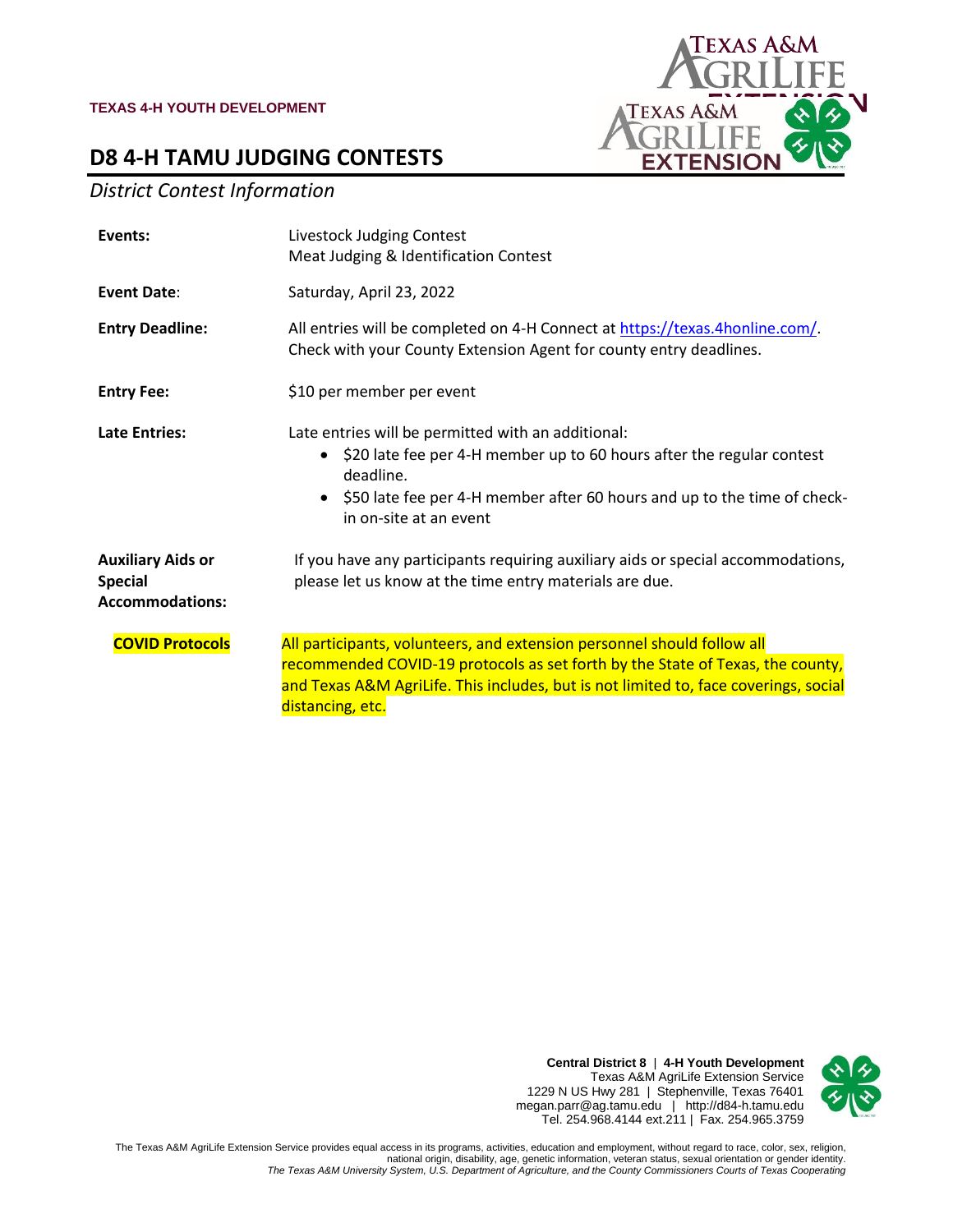**TEXAS 4-H YOUTH DEVELOPMENT**

# D8 4-H TAMU JUDGING CONTESTS

*District Contest Information*

| | |
|---|---|
| **Events:** | Livestock Judging Contest<br>Meat Judging & Identification Contest |
| **Event Date**: | Saturday, April 23, 2022 |
| **Entry Deadline:** | All entries will be completed on 4-H Connect at https://texas.4honline.com/. Check with your County Extension Agent for county entry deadlines. |
| **Entry Fee:** | $10 per member per event |
| **Late Entries:** | Late entries will be permitted with an additional:<br>• $20 late fee per 4-H member up to 60 hours after the regular contest deadline.<br>• $50 late fee per 4-H member after 60 hours and up to the time of check-in on-site at an event |
| **Auxiliary Aids or Special Accommodations:** | If you have any participants requiring auxiliary aids or special accommodations, please let us know at the time entry materials are due. |
| **COVID Protocols** | All participants, volunteers, and extension personnel should follow all recommended COVID-19 protocols as set forth by the State of Texas, the county, and Texas A&M AgriLife. This includes, but is not limited to, face coverings, social distancing, etc. |

**Central District 8** | **4-H Youth Development**
Texas A&M AgriLife Extension Service
1229 N US Hwy 281 | Stephenville, Texas 76401
megan.parr@ag.tamu.edu | http://d84-h.tamu.edu
Tel. 254.968.4144 ext.211 | Fax. 254.965.3759

The Texas A&M AgriLife Extension Service provides equal access in its programs, activities, education and employment, without regard to race, color, sex, religion, national origin, disability, age, genetic information, veteran status, sexual orientation or gender identity.
*The Texas A&M University System, U.S. Department of Agriculture, and the County Commissioners Courts of Texas Cooperating*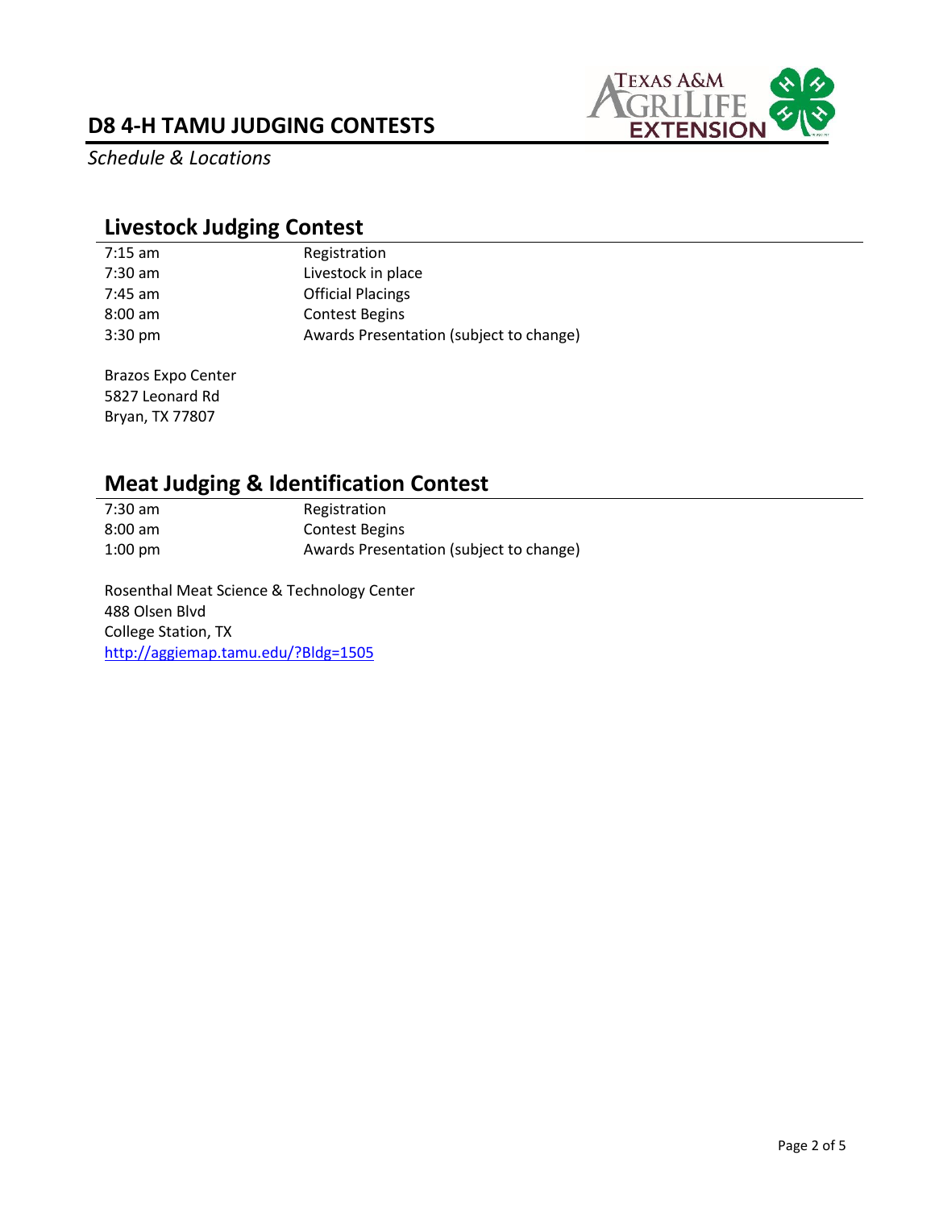# D8 4-H TAMU JUDGING CONTESTS

*Schedule & Locations*

## Livestock Judging Contest

| | |
|---|---|
| 7:15 am | Registration |
| 7:30 am | Livestock in place |
| 7:45 am | Official Placings |
| 8:00 am | Contest Begins |
| 3:30 pm | Awards Presentation (subject to change) |

Brazos Expo Center
5827 Leonard Rd
Bryan, TX 77807

## Meat Judging & Identification Contest

| | |
|---|---|
| 7:30 am | Registration |
| 8:00 am | Contest Begins |
| 1:00 pm | Awards Presentation (subject to change) |

Rosenthal Meat Science & Technology Center
488 Olsen Blvd
College Station, TX
http://aggiemap.tamu.edu/?Bldg=1505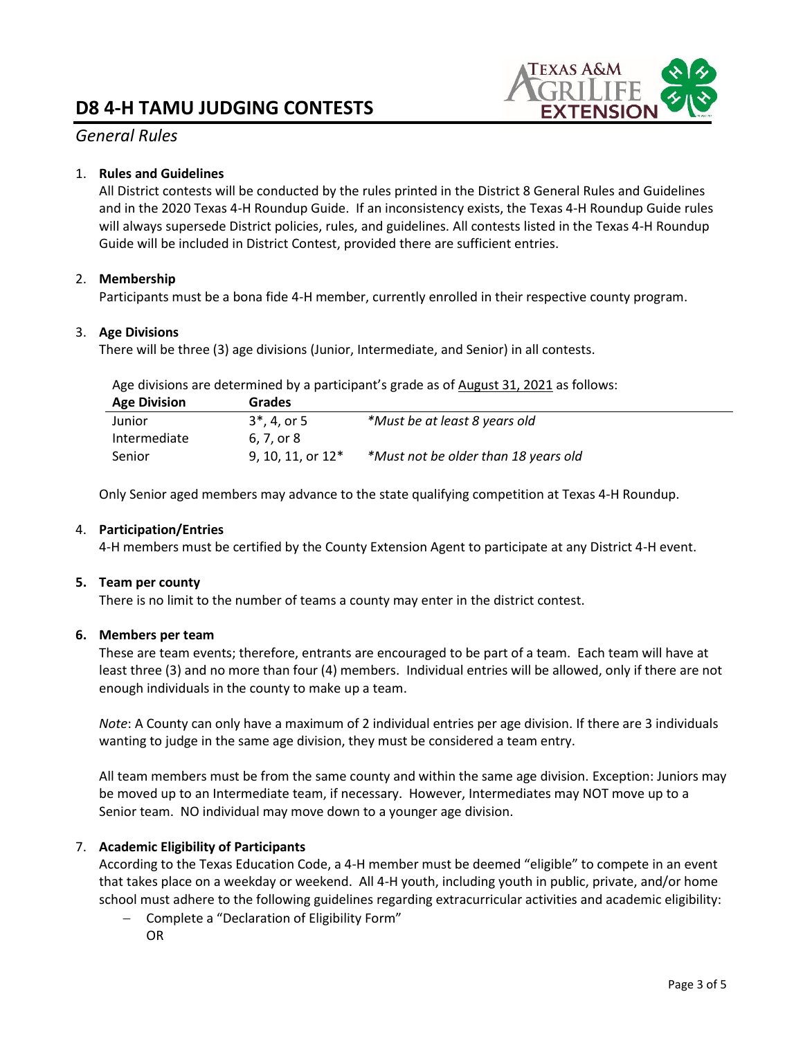# D8 4-H TAMU JUDGING CONTESTS

## *General Rules*

1. **Rules and Guidelines**
   All District contests will be conducted by the rules printed in the District 8 General Rules and Guidelines and in the 2020 Texas 4-H Roundup Guide. If an inconsistency exists, the Texas 4-H Roundup Guide rules will always supersede District policies, rules, and guidelines. All contests listed in the Texas 4-H Roundup Guide will be included in District Contest, provided there are sufficient entries.

2. **Membership**
   Participants must be a bona fide 4-H member, currently enrolled in their respective county program.

3. **Age Divisions**
   There will be three (3) age divisions (Junior, Intermediate, and Senior) in all contests.

   Age divisions are determined by a participant's grade as of August 31, 2021 as follows:

   | Age Division | Grades | |
   |---|---|---|
   | Junior | 3*, 4, or 5 | *\*Must be at least 8 years old* |
   | Intermediate | 6, 7, or 8 | |
   | Senior | 9, 10, 11, or 12* | *\*Must not be older than 18 years old* |

   Only Senior aged members may advance to the state qualifying competition at Texas 4-H Roundup.

4. **Participation/Entries**
   4-H members must be certified by the County Extension Agent to participate at any District 4-H event.

5. **Team per county**
   There is no limit to the number of teams a county may enter in the district contest.

6. **Members per team**
   These are team events; therefore, entrants are encouraged to be part of a team. Each team will have at least three (3) and no more than four (4) members. Individual entries will be allowed, only if there are not enough individuals in the county to make up a team.

   *Note*: A County can only have a maximum of 2 individual entries per age division. If there are 3 individuals wanting to judge in the same age division, they must be considered a team entry.

   All team members must be from the same county and within the same age division. Exception: Juniors may be moved up to an Intermediate team, if necessary. However, Intermediates may NOT move up to a Senior team. NO individual may move down to a younger age division.

7. **Academic Eligibility of Participants**
   According to the Texas Education Code, a 4-H member must be deemed "eligible" to compete in an event that takes place on a weekday or weekend. All 4-H youth, including youth in public, private, and/or home school must adhere to the following guidelines regarding extracurricular activities and academic eligibility:
   - Complete a "Declaration of Eligibility Form"
     OR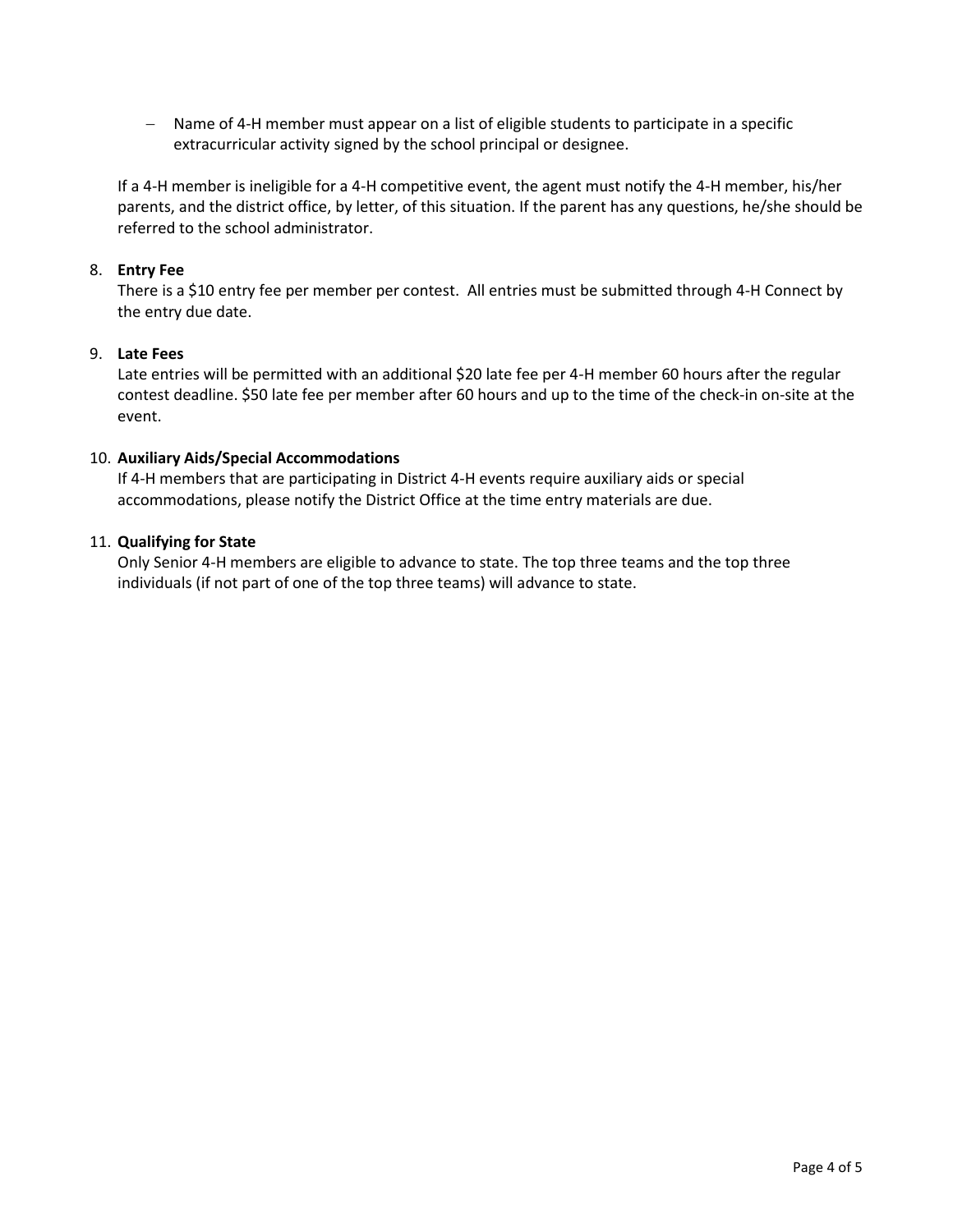- Name of 4-H member must appear on a list of eligible students to participate in a specific extracurricular activity signed by the school principal or designee.

If a 4-H member is ineligible for a 4-H competitive event, the agent must notify the 4-H member, his/her parents, and the district office, by letter, of this situation. If the parent has any questions, he/she should be referred to the school administrator.

8. **Entry Fee**
   There is a $10 entry fee per member per contest. All entries must be submitted through 4-H Connect by the entry due date.

9. **Late Fees**
   Late entries will be permitted with an additional $20 late fee per 4-H member 60 hours after the regular contest deadline. $50 late fee per member after 60 hours and up to the time of the check-in on-site at the event.

10. **Auxiliary Aids/Special Accommodations**
    If 4-H members that are participating in District 4-H events require auxiliary aids or special accommodations, please notify the District Office at the time entry materials are due.

11. **Qualifying for State**
    Only Senior 4-H members are eligible to advance to state. The top three teams and the top three individuals (if not part of one of the top three teams) will advance to state.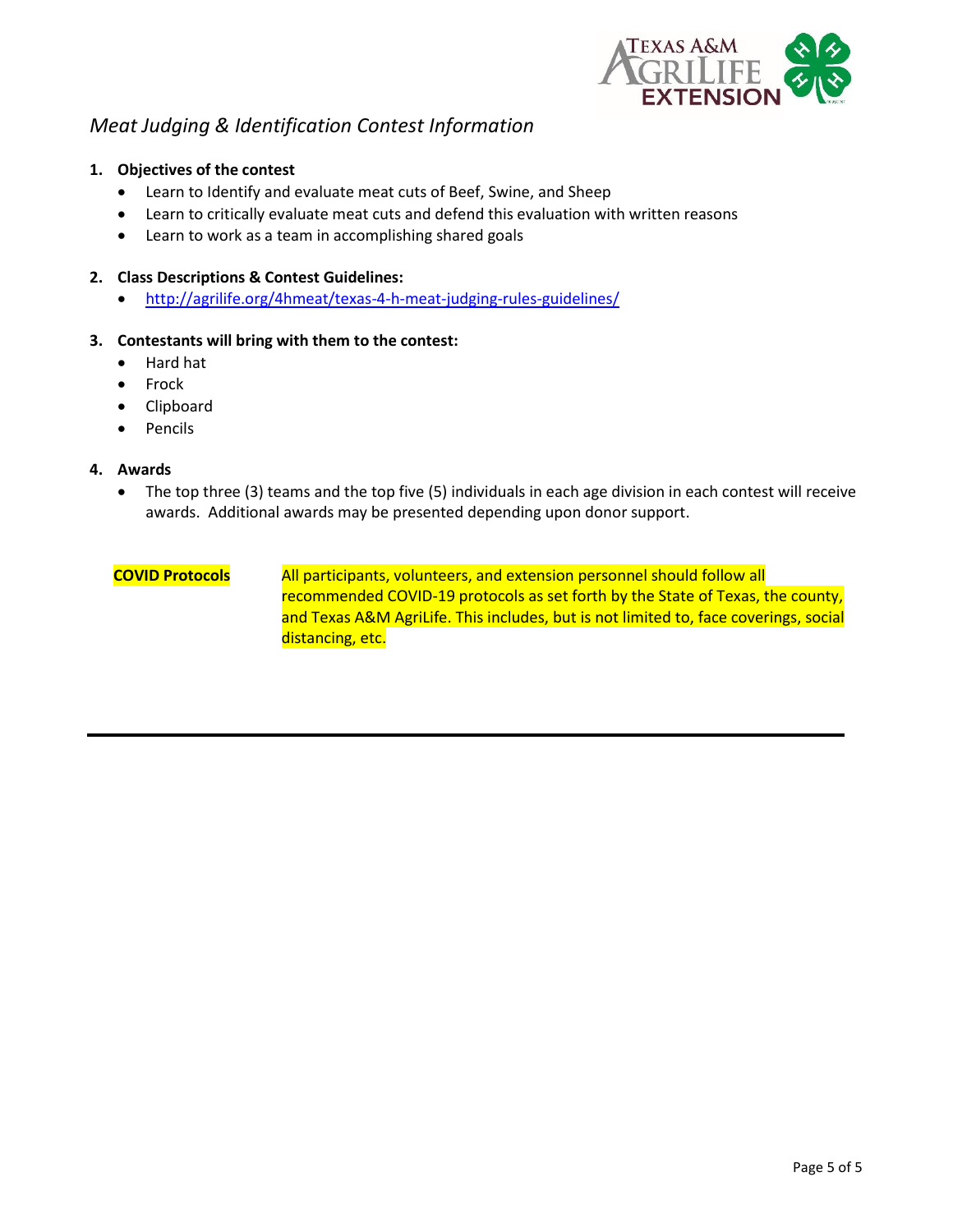*Meat Judging & Identification Contest Information*

1. **Objectives of the contest**
   - Learn to Identify and evaluate meat cuts of Beef, Swine, and Sheep
   - Learn to critically evaluate meat cuts and defend this evaluation with written reasons
   - Learn to work as a team in accomplishing shared goals

2. **Class Descriptions & Contest Guidelines:**
   - http://agrilife.org/4hmeat/texas-4-h-meat-judging-rules-guidelines/

3. **Contestants will bring with them to the contest:**
   - Hard hat
   - Frock
   - Clipboard
   - Pencils

4. **Awards**
   - The top three (3) teams and the top five (5) individuals in each age division in each contest will receive awards. Additional awards may be presented depending upon donor support.

**COVID Protocols** All participants, volunteers, and extension personnel should follow all recommended COVID-19 protocols as set forth by the State of Texas, the county, and Texas A&M AgriLife. This includes, but is not limited to, face coverings, social distancing, etc.